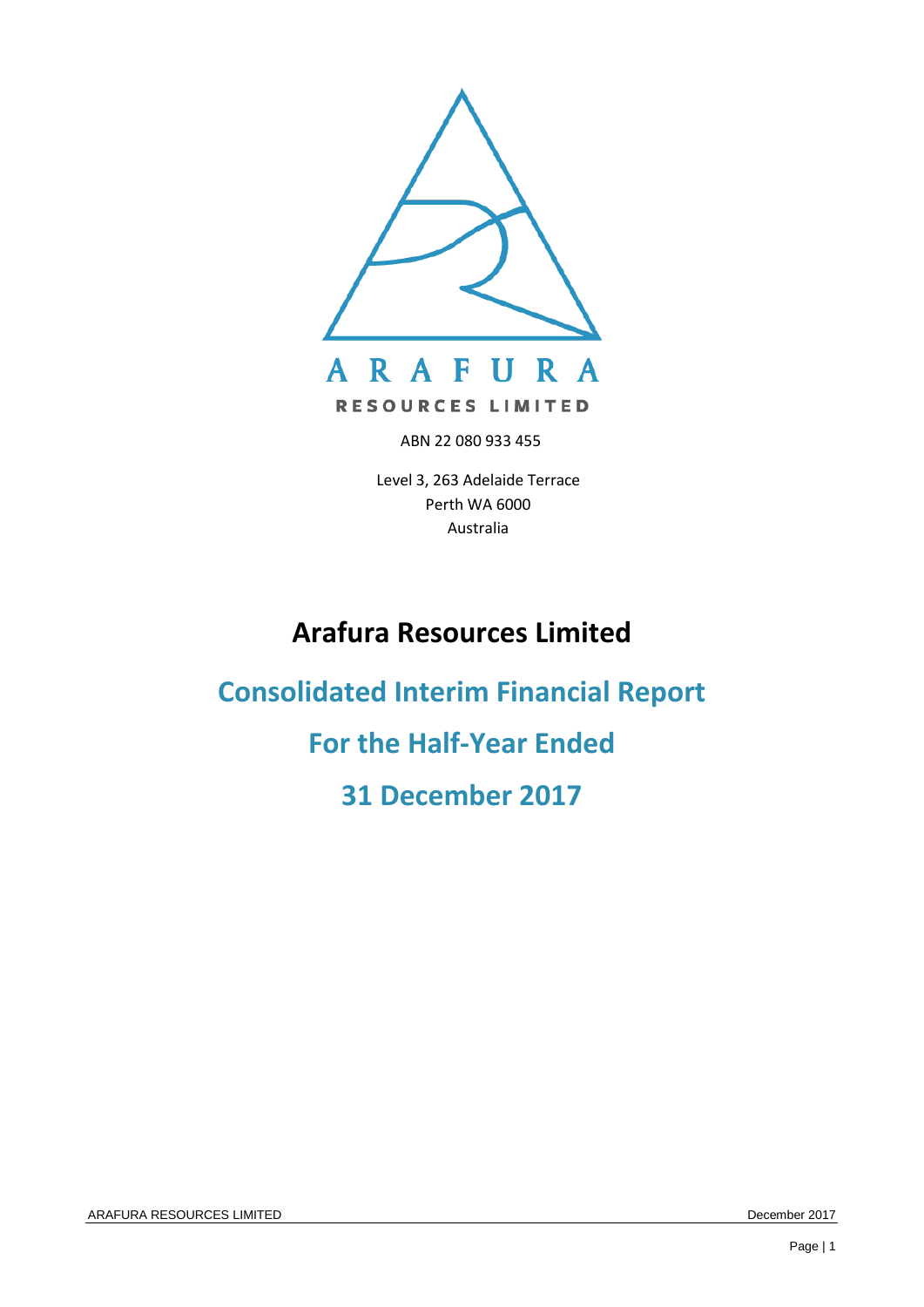ARAFURA

RESOURCES LIMITED

ABN 22 080 933 455

Level 3, 263 Adelaide Terrace
Perth WA 6000
Australia

# Arafura Resources Limited

## Consolidated Interim Financial Report

## For the Half-Year Ended

## 31 December 2017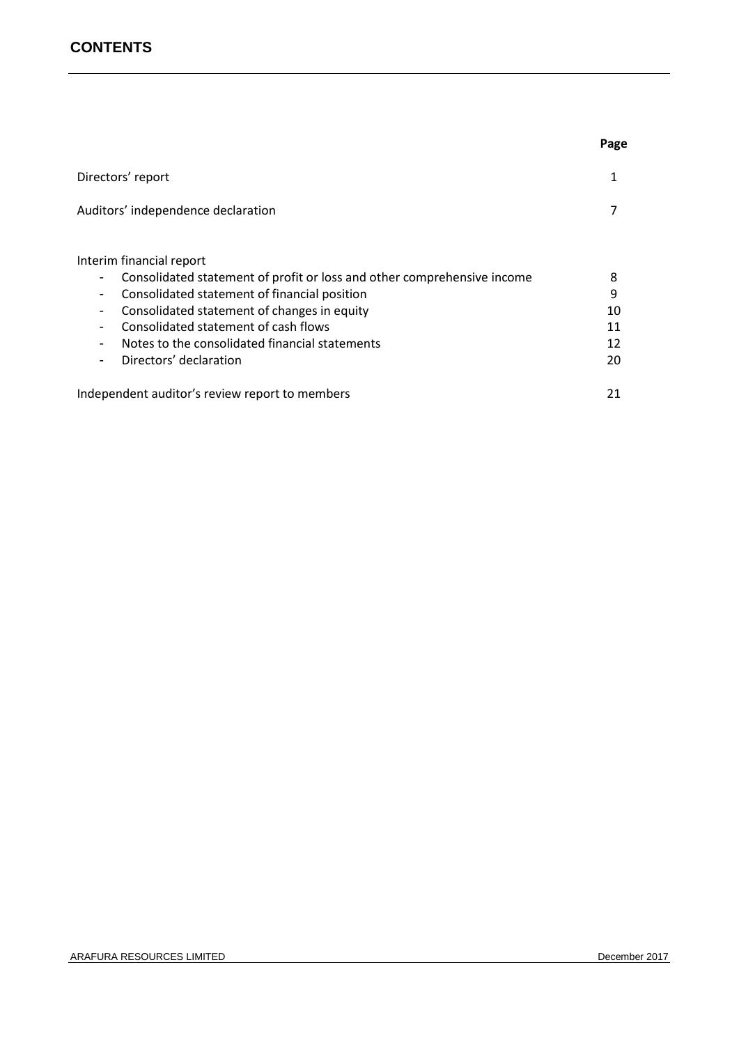# CONTENTS

| | Page |
|---|---|
| Directors' report | 1 |
| Auditors' independence declaration | 7 |
| Interim financial report | |
| - Consolidated statement of profit or loss and other comprehensive income | 8 |
| - Consolidated statement of financial position | 9 |
| - Consolidated statement of changes in equity | 10 |
| - Consolidated statement of cash flows | 11 |
| - Notes to the consolidated financial statements | 12 |
| - Directors' declaration | 20 |
| Independent auditor's review report to members | 21 |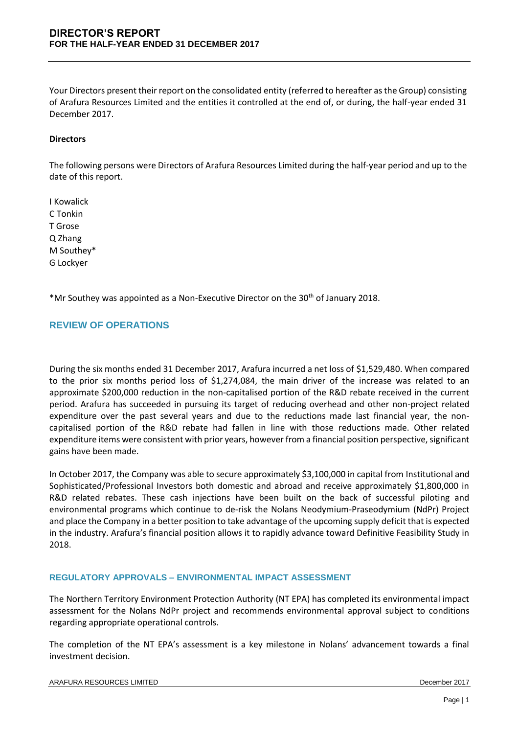# DIRECTOR'S REPORT
## FOR THE HALF-YEAR ENDED 31 DECEMBER 2017

Your Directors present their report on the consolidated entity (referred to hereafter as the Group) consisting of Arafura Resources Limited and the entities it controlled at the end of, or during, the half-year ended 31 December 2017.

**Directors**

The following persons were Directors of Arafura Resources Limited during the half-year period and up to the date of this report.

I Kowalick
C Tonkin
T Grose
Q Zhang
M Southey*
G Lockyer

*Mr Southey was appointed as a Non-Executive Director on the 30th of January 2018.

## REVIEW OF OPERATIONS

During the six months ended 31 December 2017, Arafura incurred a net loss of $1,529,480. When compared to the prior six months period loss of $1,274,084, the main driver of the increase was related to an approximate $200,000 reduction in the non-capitalised portion of the R&D rebate received in the current period. Arafura has succeeded in pursuing its target of reducing overhead and other non-project related expenditure over the past several years and due to the reductions made last financial year, the non-capitalised portion of the R&D rebate had fallen in line with those reductions made. Other related expenditure items were consistent with prior years, however from a financial position perspective, significant gains have been made.

In October 2017, the Company was able to secure approximately $3,100,000 in capital from Institutional and Sophisticated/Professional Investors both domestic and abroad and receive approximately $1,800,000 in R&D related rebates. These cash injections have been built on the back of successful piloting and environmental programs which continue to de-risk the Nolans Neodymium-Praseodymium (NdPr) Project and place the Company in a better position to take advantage of the upcoming supply deficit that is expected in the industry. Arafura's financial position allows it to rapidly advance toward Definitive Feasibility Study in 2018.

### REGULATORY APPROVALS – ENVIRONMENTAL IMPACT ASSESSMENT

The Northern Territory Environment Protection Authority (NT EPA) has completed its environmental impact assessment for the Nolans NdPr project and recommends environmental approval subject to conditions regarding appropriate operational controls.

The completion of the NT EPA's assessment is a key milestone in Nolans' advancement towards a final investment decision.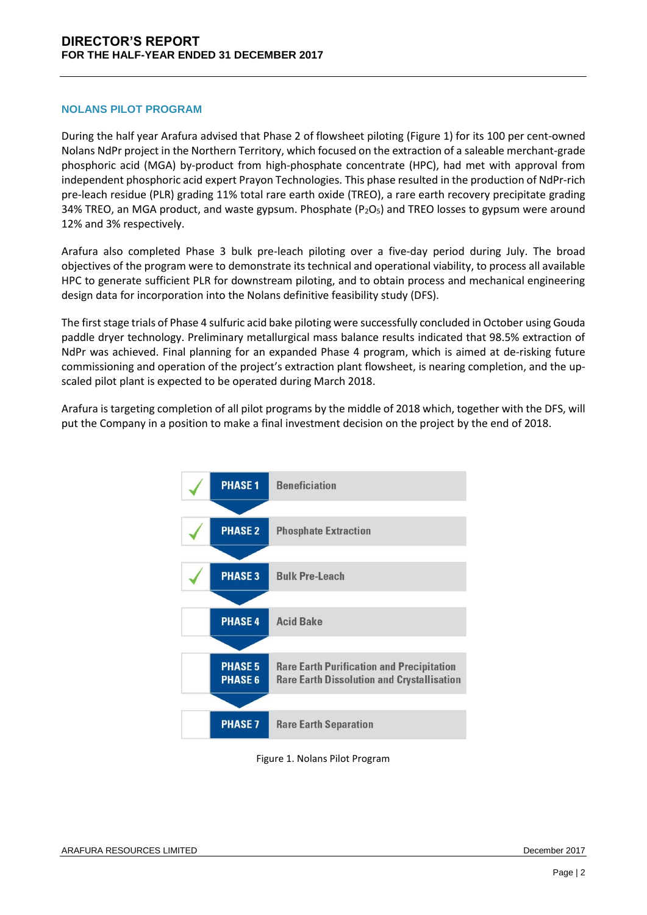## NOLANS PILOT PROGRAM

During the half year Arafura advised that Phase 2 of flowsheet piloting (Figure 1) for its 100 per cent-owned Nolans NdPr project in the Northern Territory, which focused on the extraction of a saleable merchant-grade phosphoric acid (MGA) by-product from high-phosphate concentrate (HPC), had met with approval from independent phosphoric acid expert Prayon Technologies. This phase resulted in the production of NdPr-rich pre-leach residue (PLR) grading 11% total rare earth oxide (TREO), a rare earth recovery precipitate grading 34% TREO, an MGA product, and waste gypsum. Phosphate ($P_2O_5$) and TREO losses to gypsum were around 12% and 3% respectively.

Arafura also completed Phase 3 bulk pre-leach piloting over a five-day period during July. The broad objectives of the program were to demonstrate its technical and operational viability, to process all available HPC to generate sufficient PLR for downstream piloting, and to obtain process and mechanical engineering design data for incorporation into the Nolans definitive feasibility study (DFS).

The first stage trials of Phase 4 sulfuric acid bake piloting were successfully concluded in October using Gouda paddle dryer technology. Preliminary metallurgical mass balance results indicated that 98.5% extraction of NdPr was achieved. Final planning for an expanded Phase 4 program, which is aimed at de-risking future commissioning and operation of the project's extraction plant flowsheet, is nearing completion, and the up-scaled pilot plant is expected to be operated during March 2018.

Arafura is targeting completion of all pilot programs by the middle of 2018 which, together with the DFS, will put the Company in a position to make a final investment decision on the project by the end of 2018.

| Status | Phase | Description |
|---|---|---|
| ✓ | PHASE 1 | Beneficiation |
| ✓ | PHASE 2 | Phosphate Extraction |
| ✓ | PHASE 3 | Bulk Pre-Leach |
| | PHASE 4 | Acid Bake |
| | PHASE 5<br>PHASE 6 | Rare Earth Purification and Precipitation<br>Rare Earth Dissolution and Crystallisation |
| | PHASE 7 | Rare Earth Separation |

Figure 1. Nolans Pilot Program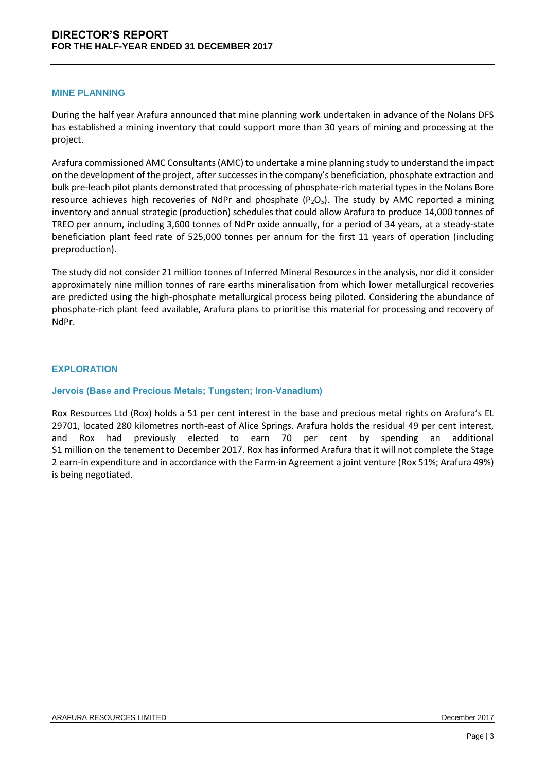## MINE PLANNING

During the half year Arafura announced that mine planning work undertaken in advance of the Nolans DFS has established a mining inventory that could support more than 30 years of mining and processing at the project.

Arafura commissioned AMC Consultants (AMC) to undertake a mine planning study to understand the impact on the development of the project, after successes in the company's beneficiation, phosphate extraction and bulk pre-leach pilot plants demonstrated that processing of phosphate-rich material types in the Nolans Bore resource achieves high recoveries of NdPr and phosphate ($P_2O_5$). The study by AMC reported a mining inventory and annual strategic (production) schedules that could allow Arafura to produce 14,000 tonnes of TREO per annum, including 3,600 tonnes of NdPr oxide annually, for a period of 34 years, at a steady-state beneficiation plant feed rate of 525,000 tonnes per annum for the first 11 years of operation (including preproduction).

The study did not consider 21 million tonnes of Inferred Mineral Resources in the analysis, nor did it consider approximately nine million tonnes of rare earths mineralisation from which lower metallurgical recoveries are predicted using the high-phosphate metallurgical process being piloted. Considering the abundance of phosphate-rich plant feed available, Arafura plans to prioritise this material for processing and recovery of NdPr.

## EXPLORATION

### Jervois (Base and Precious Metals; Tungsten; Iron-Vanadium)

Rox Resources Ltd (Rox) holds a 51 per cent interest in the base and precious metal rights on Arafura's EL 29701, located 280 kilometres north-east of Alice Springs. Arafura holds the residual 49 per cent interest, and Rox had previously elected to earn 70 per cent by spending an additional $1 million on the tenement to December 2017. Rox has informed Arafura that it will not complete the Stage 2 earn-in expenditure and in accordance with the Farm-in Agreement a joint venture (Rox 51%; Arafura 49%) is being negotiated.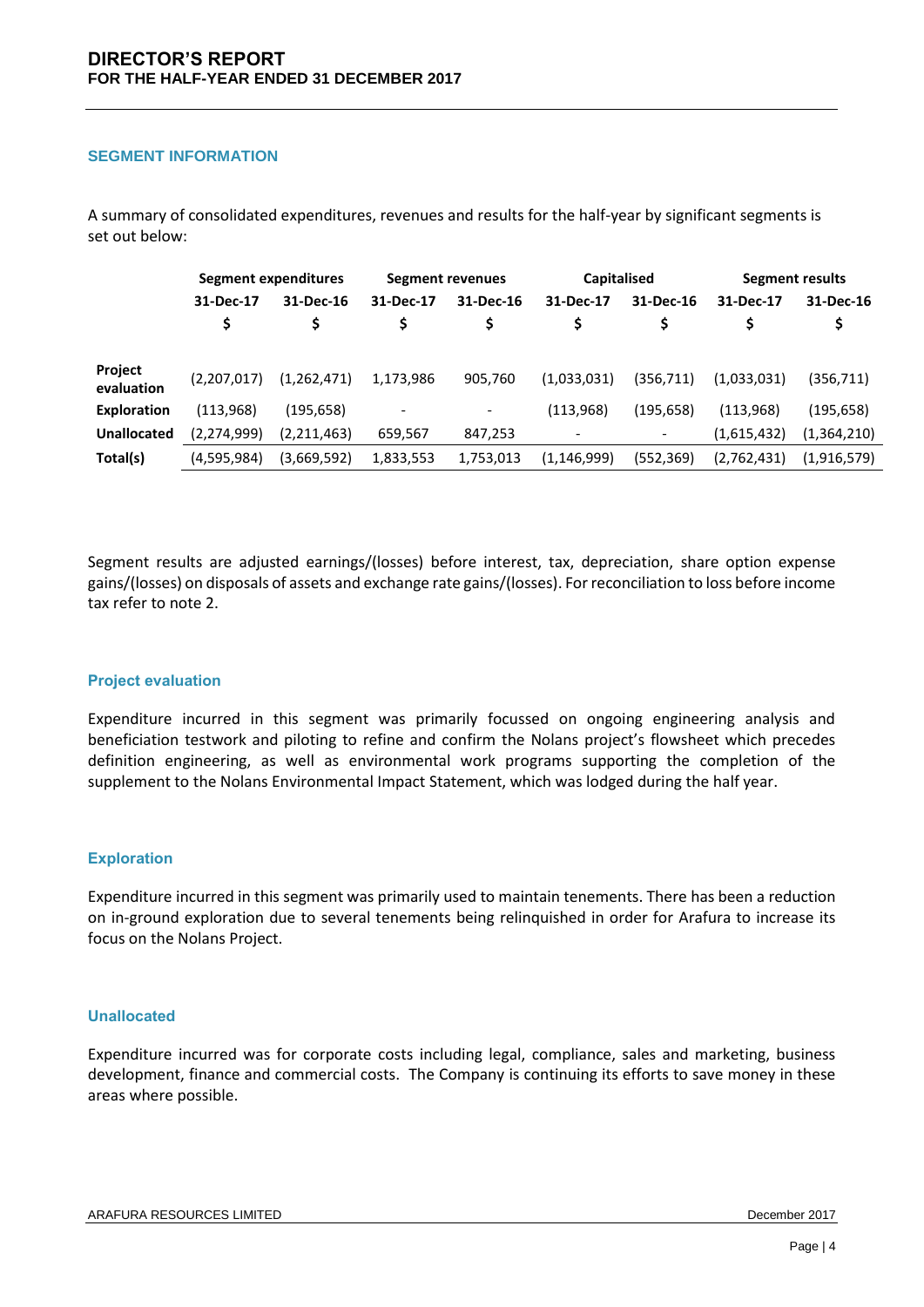## SEGMENT INFORMATION

A summary of consolidated expenditures, revenues and results for the half-year by significant segments is set out below:

| | Segment expenditures | | Segment revenues | | Capitalised | | Segment results | |
|---|---|---|---|---|---|---|---|---|
| | 31-Dec-17 | 31-Dec-16 | 31-Dec-17 | 31-Dec-16 | 31-Dec-17 | 31-Dec-16 | 31-Dec-17 | 31-Dec-16 |
| | $ | $ | $ | $ | $ | $ | $ | $ |
| **Project evaluation** | (2,207,017) | (1,262,471) | 1,173,986 | 905,760 | (1,033,031) | (356,711) | (1,033,031) | (356,711) |
| **Exploration** | (113,968) | (195,658) | - | - | (113,968) | (195,658) | (113,968) | (195,658) |
| **Unallocated** | (2,274,999) | (2,211,463) | 659,567 | 847,253 | - | - | (1,615,432) | (1,364,210) |
| **Total(s)** | (4,595,984) | (3,669,592) | 1,833,553 | 1,753,013 | (1,146,999) | (552,369) | (2,762,431) | (1,916,579) |

Segment results are adjusted earnings/(losses) before interest, tax, depreciation, share option expense gains/(losses) on disposals of assets and exchange rate gains/(losses). For reconciliation to loss before income tax refer to note 2.

### Project evaluation

Expenditure incurred in this segment was primarily focussed on ongoing engineering analysis and beneficiation testwork and piloting to refine and confirm the Nolans project's flowsheet which precedes definition engineering, as well as environmental work programs supporting the completion of the supplement to the Nolans Environmental Impact Statement, which was lodged during the half year.

### Exploration

Expenditure incurred in this segment was primarily used to maintain tenements. There has been a reduction on in-ground exploration due to several tenements being relinquished in order for Arafura to increase its focus on the Nolans Project.

### Unallocated

Expenditure incurred was for corporate costs including legal, compliance, sales and marketing, business development, finance and commercial costs. The Company is continuing its efforts to save money in these areas where possible.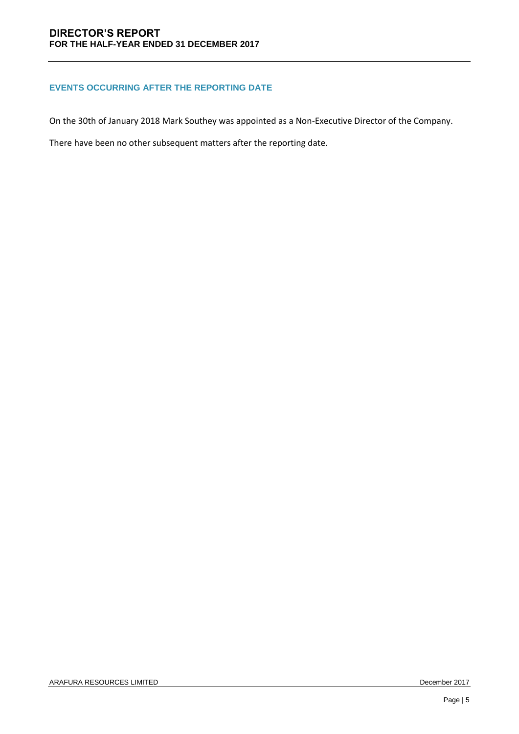## EVENTS OCCURRING AFTER THE REPORTING DATE

On the 30th of January 2018 Mark Southey was appointed as a Non-Executive Director of the Company.

There have been no other subsequent matters after the reporting date.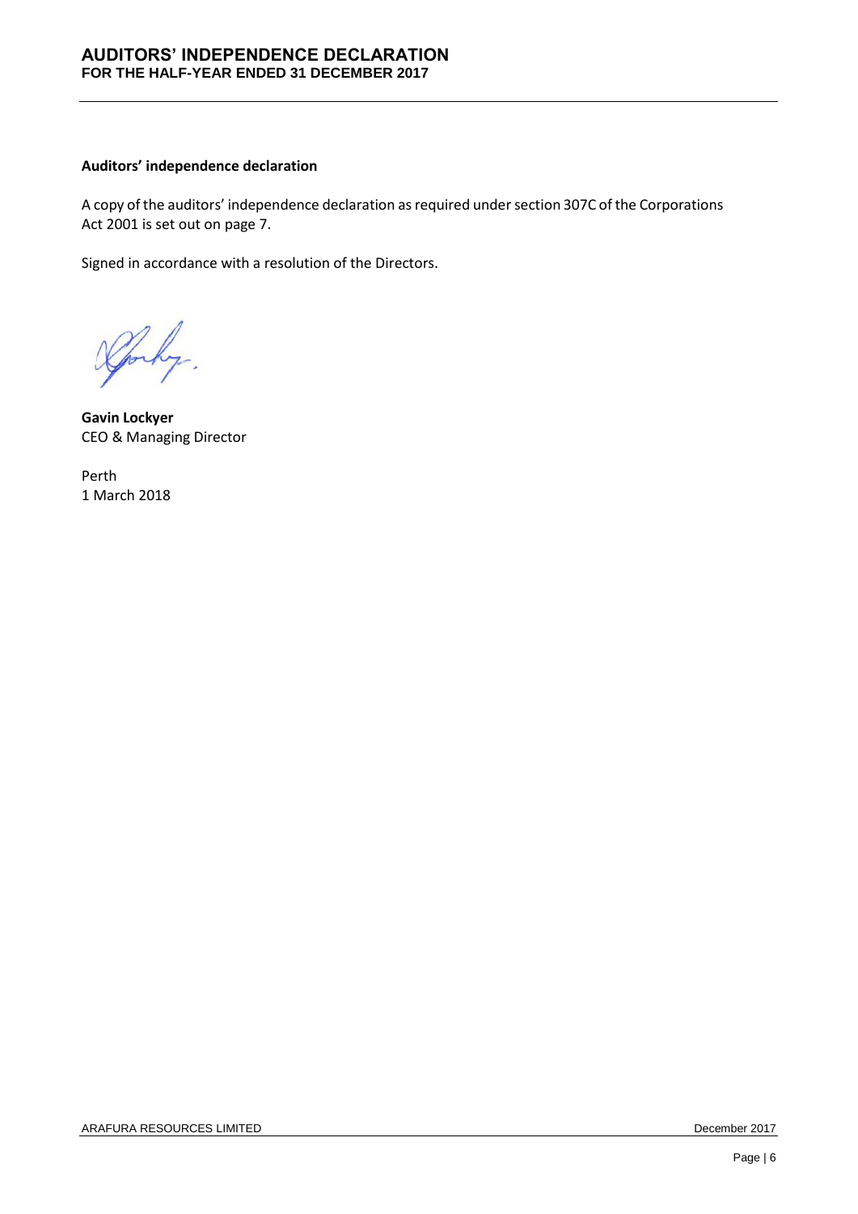# AUDITORS' INDEPENDENCE DECLARATION
## FOR THE HALF-YEAR ENDED 31 DECEMBER 2017

**Auditors' independence declaration**

A copy of the auditors' independence declaration as required under section 307C of the Corporations Act 2001 is set out on page 7.

Signed in accordance with a resolution of the Directors.

**Gavin Lockyer**
CEO & Managing Director

Perth
1 March 2018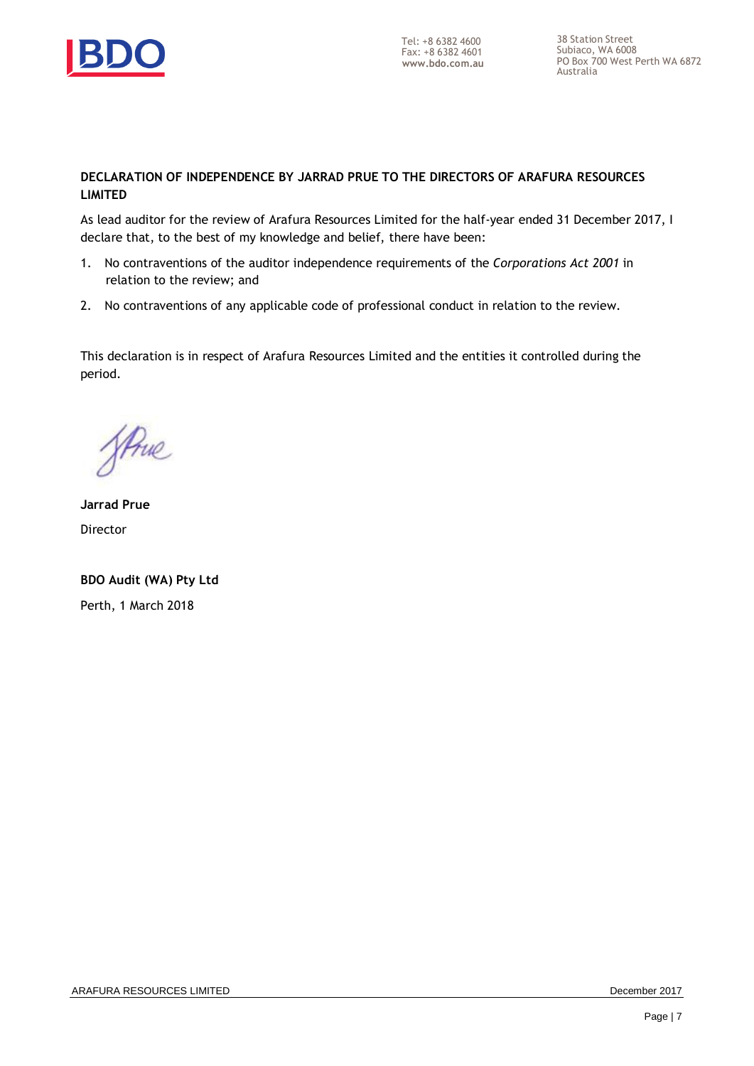Tel: +8 6382 4600
Fax: +8 6382 4601
**www.bdo.com.au**

38 Station Street
Subiaco, WA 6008
PO Box 700 West Perth WA 6872
Australia

**DECLARATION OF INDEPENDENCE BY JARRAD PRUE TO THE DIRECTORS OF ARAFURA RESOURCES LIMITED**

As lead auditor for the review of Arafura Resources Limited for the half-year ended 31 December 2017, I declare that, to the best of my knowledge and belief, there have been:

1. No contraventions of the auditor independence requirements of the *Corporations Act 2001* in relation to the review; and
2. No contraventions of any applicable code of professional conduct in relation to the review.

This declaration is in respect of Arafura Resources Limited and the entities it controlled during the period.

**Jarrad Prue**
Director

**BDO Audit (WA) Pty Ltd**
Perth, 1 March 2018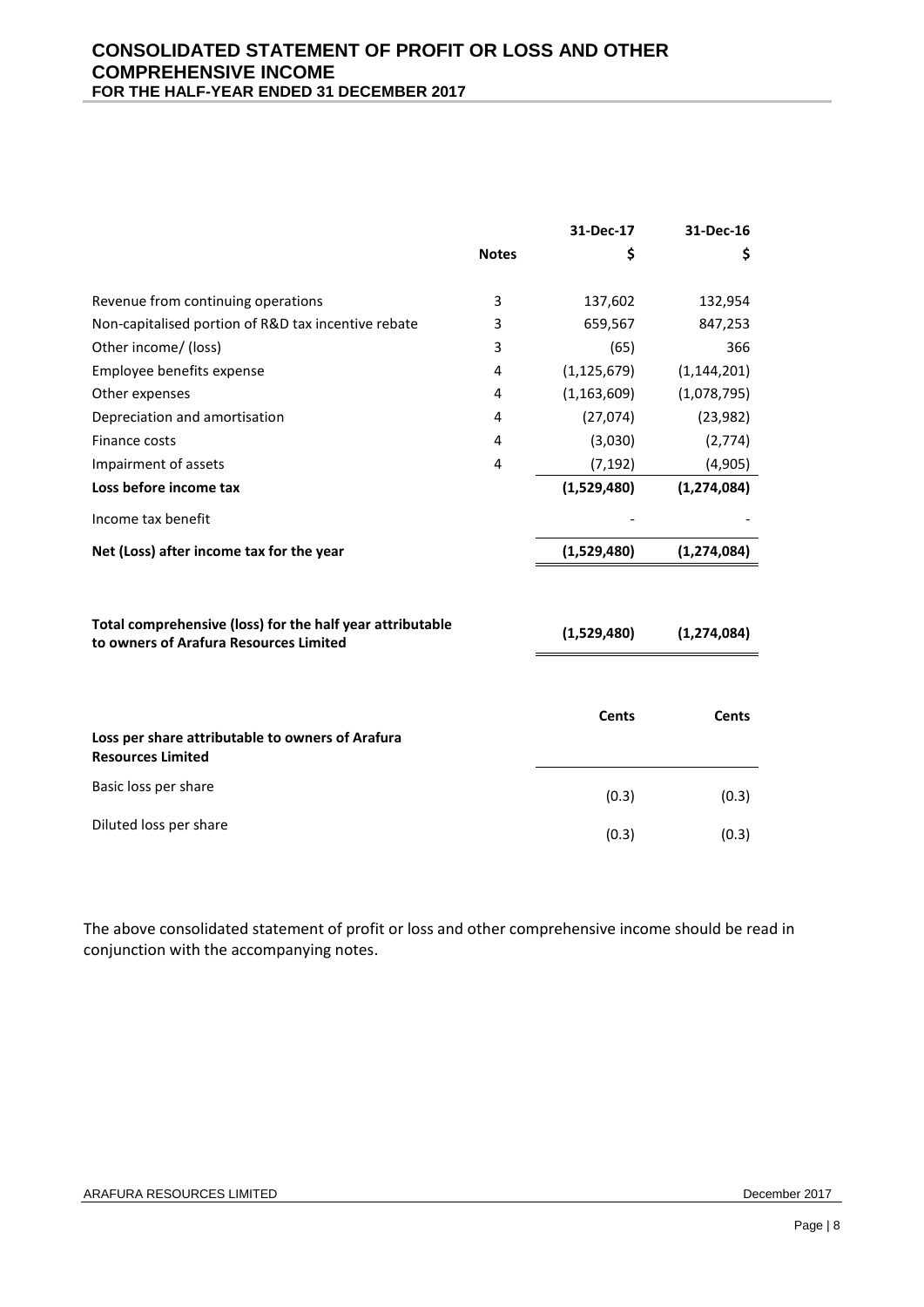# CONSOLIDATED STATEMENT OF PROFIT OR LOSS AND OTHER COMPREHENSIVE INCOME

**FOR THE HALF-YEAR ENDED 31 DECEMBER 2017**

| | Notes | 31-Dec-17 $ | 31-Dec-16 $ |
|---|---|---|---|
| Revenue from continuing operations | 3 | 137,602 | 132,954 |
| Non-capitalised portion of R&D tax incentive rebate | 3 | 659,567 | 847,253 |
| Other income/ (loss) | 3 | (65) | 366 |
| Employee benefits expense | 4 | (1,125,679) | (1,144,201) |
| Other expenses | 4 | (1,163,609) | (1,078,795) |
| Depreciation and amortisation | 4 | (27,074) | (23,982) |
| Finance costs | 4 | (3,030) | (2,774) |
| Impairment of assets | 4 | (7,192) | (4,905) |
| **Loss before income tax** | | **(1,529,480)** | **(1,274,084)** |
| Income tax benefit | | - | - |
| **Net (Loss) after income tax for the year** | | **(1,529,480)** | **(1,274,084)** |
| | | | |
| **Total comprehensive (loss) for the half year attributable to owners of Arafura Resources Limited** | | **(1,529,480)** | **(1,274,084)** |
| | | | |
| | | **Cents** | **Cents** |
| **Loss per share attributable to owners of Arafura Resources Limited** | | | |
| Basic loss per share | | (0.3) | (0.3) |
| Diluted loss per share | | (0.3) | (0.3) |

The above consolidated statement of profit or loss and other comprehensive income should be read in conjunction with the accompanying notes.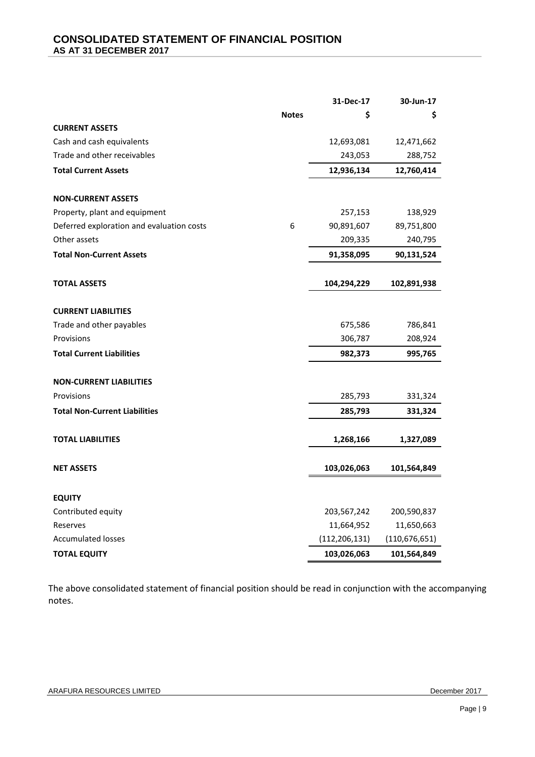# CONSOLIDATED STATEMENT OF FINANCIAL POSITION
## AS AT 31 DECEMBER 2017

| | Notes | 31-Dec-17<br>$ | 30-Jun-17<br>$ |
|---|---|---|---|
| **CURRENT ASSETS** | | | |
| Cash and cash equivalents | | 12,693,081 | 12,471,662 |
| Trade and other receivables | | 243,053 | 288,752 |
| **Total Current Assets** | | **12,936,134** | **12,760,414** |
| | | | |
| **NON-CURRENT ASSETS** | | | |
| Property, plant and equipment | | 257,153 | 138,929 |
| Deferred exploration and evaluation costs | 6 | 90,891,607 | 89,751,800 |
| Other assets | | 209,335 | 240,795 |
| **Total Non-Current Assets** | | **91,358,095** | **90,131,524** |
| | | | |
| **TOTAL ASSETS** | | **104,294,229** | **102,891,938** |
| | | | |
| **CURRENT LIABILITIES** | | | |
| Trade and other payables | | 675,586 | 786,841 |
| Provisions | | 306,787 | 208,924 |
| **Total Current Liabilities** | | **982,373** | **995,765** |
| | | | |
| **NON-CURRENT LIABILITIES** | | | |
| Provisions | | 285,793 | 331,324 |
| **Total Non-Current Liabilities** | | **285,793** | **331,324** |
| | | | |
| **TOTAL LIABILITIES** | | **1,268,166** | **1,327,089** |
| | | | |
| **NET ASSETS** | | **103,026,063** | **101,564,849** |
| | | | |
| **EQUITY** | | | |
| Contributed equity | | 203,567,242 | 200,590,837 |
| Reserves | | 11,664,952 | 11,650,663 |
| Accumulated losses | | (112,206,131) | (110,676,651) |
| **TOTAL EQUITY** | | **103,026,063** | **101,564,849** |

The above consolidated statement of financial position should be read in conjunction with the accompanying notes.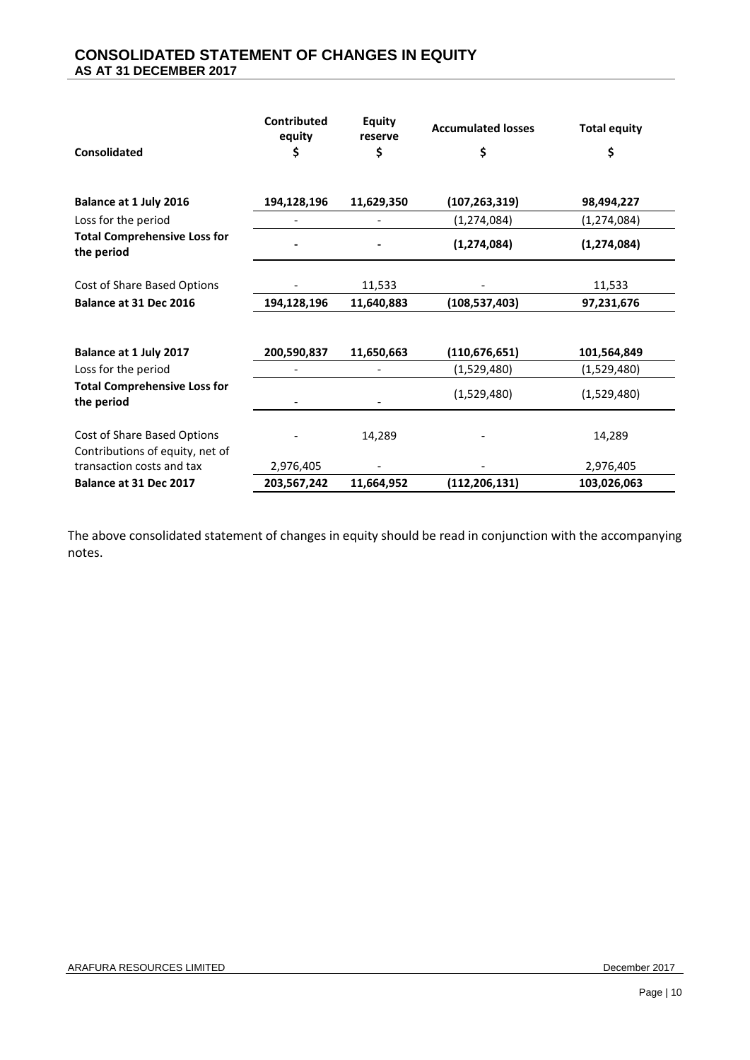# CONSOLIDATED STATEMENT OF CHANGES IN EQUITY

## AS AT 31 DECEMBER 2017

| Consolidated | Contributed equity<br>\$ | Equity reserve<br>\$ | Accumulated losses<br>\$ | Total equity<br>\$ |
|---|---|---|---|---|
| **Balance at 1 July 2016** | **194,128,196** | **11,629,350** | **(107,263,319)** | **98,494,227** |
| Loss for the period | - | - | (1,274,084) | (1,274,084) |
| **Total Comprehensive Loss for the period** | **-** | **-** | **(1,274,084)** | **(1,274,084)** |
| Cost of Share Based Options | - | 11,533 | - | 11,533 |
| **Balance at 31 Dec 2016** | **194,128,196** | **11,640,883** | **(108,537,403)** | **97,231,676** |
| | | | | |
| **Balance at 1 July 2017** | **200,590,837** | **11,650,663** | **(110,676,651)** | **101,564,849** |
| Loss for the period | - | - | (1,529,480) | (1,529,480) |
| **Total Comprehensive Loss for the period** | - | - | (1,529,480) | (1,529,480) |
| Cost of Share Based Options | - | 14,289 | - | 14,289 |
| Contributions of equity, net of transaction costs and tax | 2,976,405 | - | - | 2,976,405 |
| **Balance at 31 Dec 2017** | **203,567,242** | **11,664,952** | **(112,206,131)** | **103,026,063** |

The above consolidated statement of changes in equity should be read in conjunction with the accompanying notes.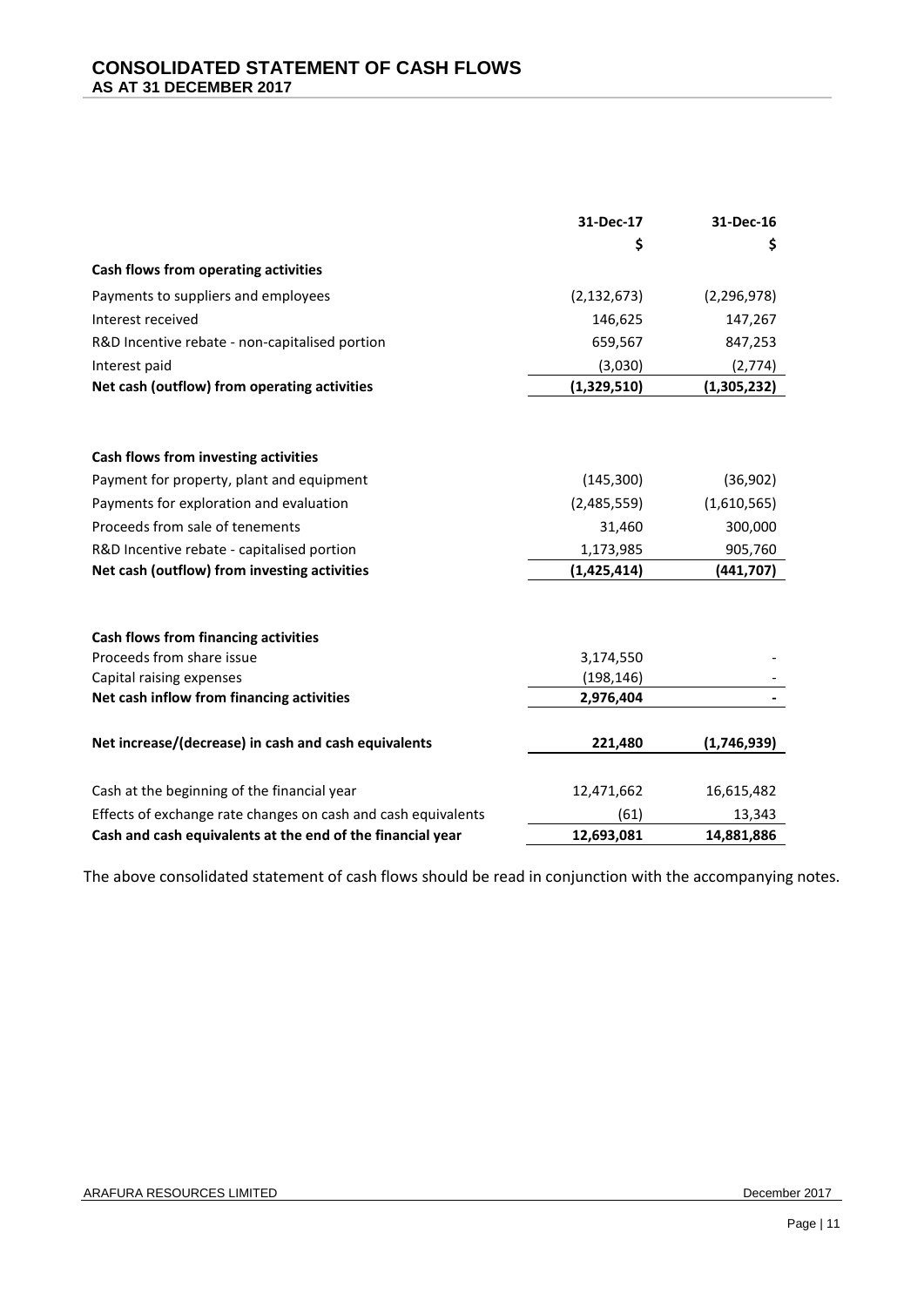# CONSOLIDATED STATEMENT OF CASH FLOWS
## AS AT 31 DECEMBER 2017

| | 31-Dec-17 | 31-Dec-16 |
|---|---|---|
| | $ | $ |
| **Cash flows from operating activities** | | |
| Payments to suppliers and employees | (2,132,673) | (2,296,978) |
| Interest received | 146,625 | 147,267 |
| R&D Incentive rebate - non-capitalised portion | 659,567 | 847,253 |
| Interest paid | (3,030) | (2,774) |
| **Net cash (outflow) from operating activities** | **(1,329,510)** | **(1,305,232)** |
| | | |
| **Cash flows from investing activities** | | |
| Payment for property, plant and equipment | (145,300) | (36,902) |
| Payments for exploration and evaluation | (2,485,559) | (1,610,565) |
| Proceeds from sale of tenements | 31,460 | 300,000 |
| R&D Incentive rebate - capitalised portion | 1,173,985 | 905,760 |
| **Net cash (outflow) from investing activities** | **(1,425,414)** | **(441,707)** |
| | | |
| **Cash flows from financing activities** | | |
| Proceeds from share issue | 3,174,550 | - |
| Capital raising expenses | (198,146) | - |
| **Net cash inflow from financing activities** | **2,976,404** | **-** |
| | | |
| **Net increase/(decrease) in cash and cash equivalents** | **221,480** | **(1,746,939)** |
| | | |
| Cash at the beginning of the financial year | 12,471,662 | 16,615,482 |
| Effects of exchange rate changes on cash and cash equivalents | (61) | 13,343 |
| **Cash and cash equivalents at the end of the financial year** | **12,693,081** | **14,881,886** |

The above consolidated statement of cash flows should be read in conjunction with the accompanying notes.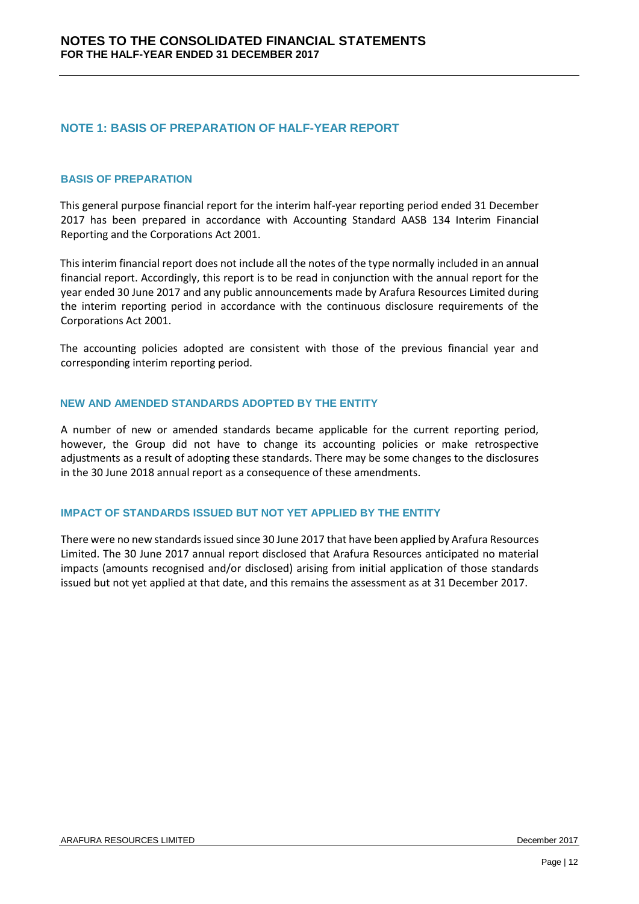# NOTES TO THE CONSOLIDATED FINANCIAL STATEMENTS
**FOR THE HALF-YEAR ENDED 31 DECEMBER 2017**

## NOTE 1: BASIS OF PREPARATION OF HALF-YEAR REPORT

### BASIS OF PREPARATION

This general purpose financial report for the interim half-year reporting period ended 31 December 2017 has been prepared in accordance with Accounting Standard AASB 134 Interim Financial Reporting and the Corporations Act 2001.

This interim financial report does not include all the notes of the type normally included in an annual financial report. Accordingly, this report is to be read in conjunction with the annual report for the year ended 30 June 2017 and any public announcements made by Arafura Resources Limited during the interim reporting period in accordance with the continuous disclosure requirements of the Corporations Act 2001.

The accounting policies adopted are consistent with those of the previous financial year and corresponding interim reporting period.

### NEW AND AMENDED STANDARDS ADOPTED BY THE ENTITY

A number of new or amended standards became applicable for the current reporting period, however, the Group did not have to change its accounting policies or make retrospective adjustments as a result of adopting these standards. There may be some changes to the disclosures in the 30 June 2018 annual report as a consequence of these amendments.

### IMPACT OF STANDARDS ISSUED BUT NOT YET APPLIED BY THE ENTITY

There were no new standards issued since 30 June 2017 that have been applied by Arafura Resources Limited. The 30 June 2017 annual report disclosed that Arafura Resources anticipated no material impacts (amounts recognised and/or disclosed) arising from initial application of those standards issued but not yet applied at that date, and this remains the assessment as at 31 December 2017.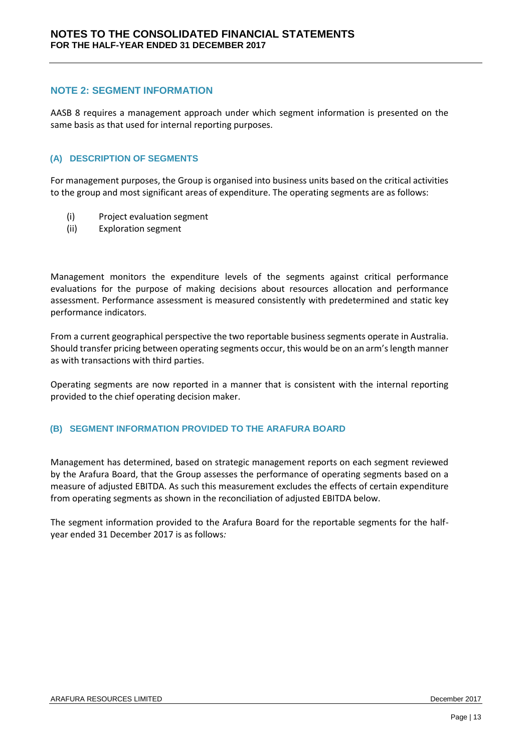## NOTE 2: SEGMENT INFORMATION

AASB 8 requires a management approach under which segment information is presented on the same basis as that used for internal reporting purposes.

### (A) DESCRIPTION OF SEGMENTS

For management purposes, the Group is organised into business units based on the critical activities to the group and most significant areas of expenditure. The operating segments are as follows:

(i) Project evaluation segment
(ii) Exploration segment

Management monitors the expenditure levels of the segments against critical performance evaluations for the purpose of making decisions about resources allocation and performance assessment. Performance assessment is measured consistently with predetermined and static key performance indicators.

From a current geographical perspective the two reportable business segments operate in Australia. Should transfer pricing between operating segments occur, this would be on an arm's length manner as with transactions with third parties.

Operating segments are now reported in a manner that is consistent with the internal reporting provided to the chief operating decision maker.

### (B) SEGMENT INFORMATION PROVIDED TO THE ARAFURA BOARD

Management has determined, based on strategic management reports on each segment reviewed by the Arafura Board, that the Group assesses the performance of operating segments based on a measure of adjusted EBITDA. As such this measurement excludes the effects of certain expenditure from operating segments as shown in the reconciliation of adjusted EBITDA below.

The segment information provided to the Arafura Board for the reportable segments for the half-year ended 31 December 2017 is as follows*:*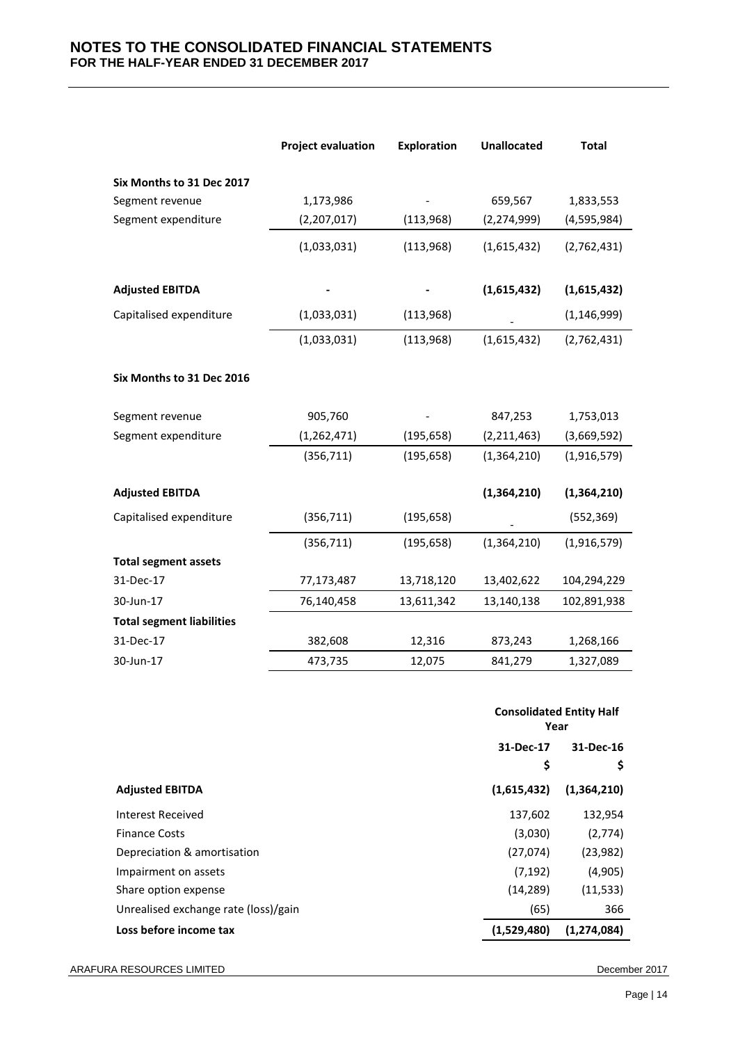|  | Project evaluation | Exploration | Unallocated | Total |
|---|---|---|---|---|
| **Six Months to 31 Dec 2017** |  |  |  |  |
| Segment revenue | 1,173,986 | - | 659,567 | 1,833,553 |
| Segment expenditure | (2,207,017) | (113,968) | (2,274,999) | (4,595,984) |
|  | (1,033,031) | (113,968) | (1,615,432) | (2,762,431) |
| **Adjusted EBITDA** | **-** | **-** | **(1,615,432)** | **(1,615,432)** |
| Capitalised expenditure | (1,033,031) | (113,968) | - | (1,146,999) |
|  | (1,033,031) | (113,968) | (1,615,432) | (2,762,431) |
| **Six Months to 31 Dec 2016** |  |  |  |  |
| Segment revenue | 905,760 | - | 847,253 | 1,753,013 |
| Segment expenditure | (1,262,471) | (195,658) | (2,211,463) | (3,669,592) |
|  | (356,711) | (195,658) | (1,364,210) | (1,916,579) |
| **Adjusted EBITDA** |  |  | **(1,364,210)** | **(1,364,210)** |
| Capitalised expenditure | (356,711) | (195,658) | - | (552,369) |
|  | (356,711) | (195,658) | (1,364,210) | (1,916,579) |
| **Total segment assets** |  |  |  |  |
| 31-Dec-17 | 77,173,487 | 13,718,120 | 13,402,622 | 104,294,229 |
| 30-Jun-17 | 76,140,458 | 13,611,342 | 13,140,138 | 102,891,938 |
| **Total segment liabilities** |  |  |  |  |
| 31-Dec-17 | 382,608 | 12,316 | 873,243 | 1,268,166 |
| 30-Jun-17 | 473,735 | 12,075 | 841,279 | 1,327,089 |

|  | **Consolidated Entity Half Year** |  |
|---|---|---|
|  | **31-Dec-17** | **31-Dec-16** |
|  | **$** | **$** |
| **Adjusted EBITDA** | **(1,615,432)** | **(1,364,210)** |
| Interest Received | 137,602 | 132,954 |
| Finance Costs | (3,030) | (2,774) |
| Depreciation & amortisation | (27,074) | (23,982) |
| Impairment on assets | (7,192) | (4,905) |
| Share option expense | (14,289) | (11,533) |
| Unrealised exchange rate (loss)/gain | (65) | 366 |
| **Loss before income tax** | **(1,529,480)** | **(1,274,084)** |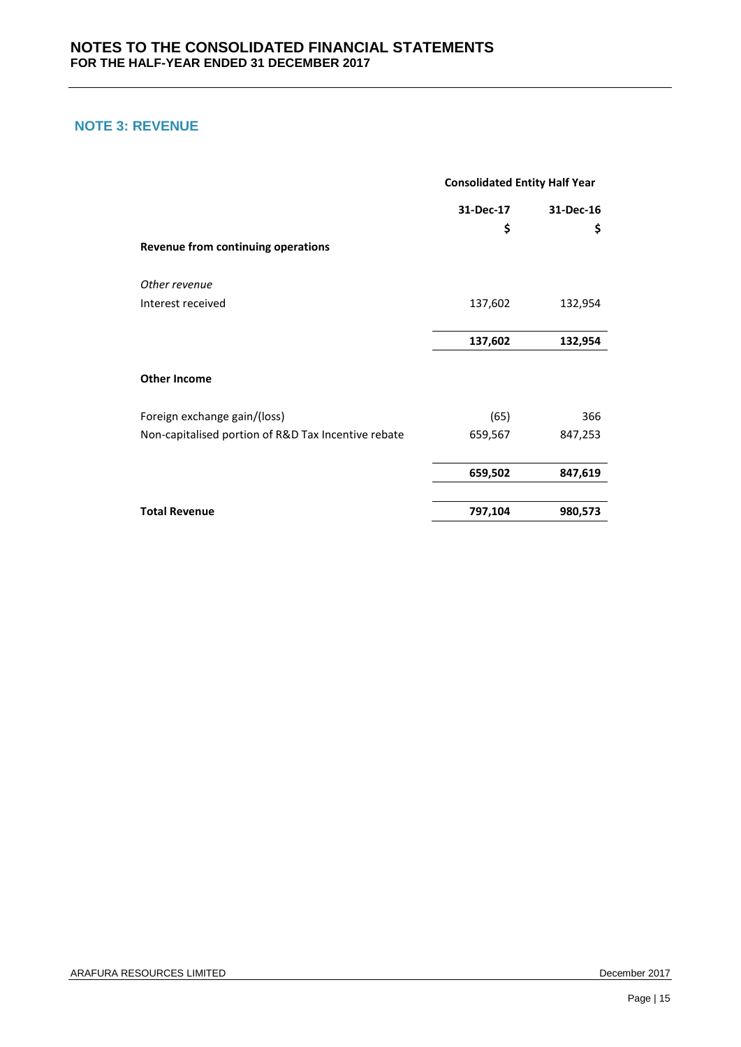## NOTE 3: REVENUE

| | Consolidated Entity Half Year | |
|---|---|---|
| | 31-Dec-17 | 31-Dec-16 |
| | $ | $ |
| **Revenue from continuing operations** | | |
| *Other revenue* | | |
| Interest received | 137,602 | 132,954 |
| | **137,602** | **132,954** |
| **Other Income** | | |
| Foreign exchange gain/(loss) | (65) | 366 |
| Non-capitalised portion of R&D Tax Incentive rebate | 659,567 | 847,253 |
| | **659,502** | **847,619** |
| **Total Revenue** | **797,104** | **980,573** |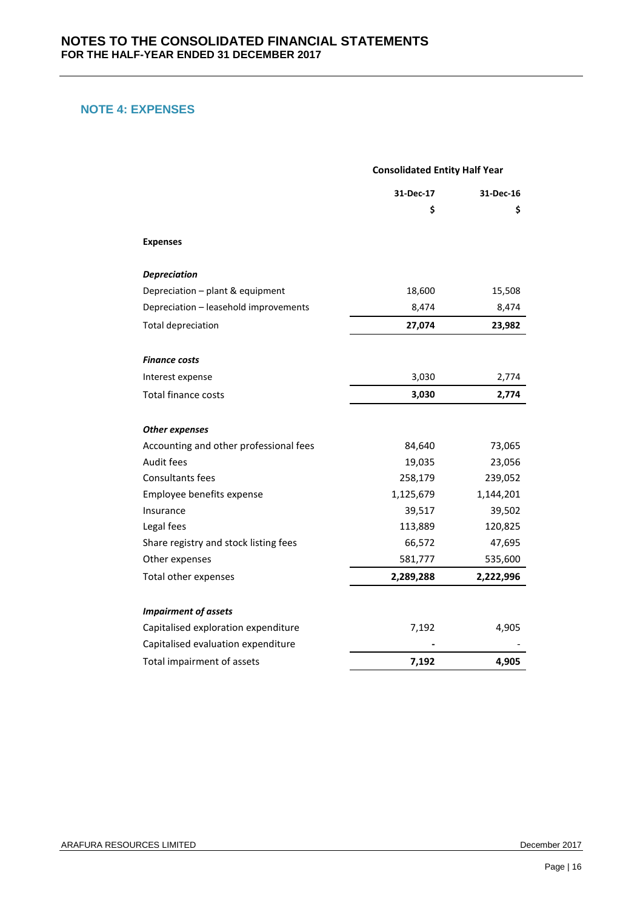# NOTES TO THE CONSOLIDATED FINANCIAL STATEMENTS
## FOR THE HALF-YEAR ENDED 31 DECEMBER 2017

## NOTE 4: EXPENSES

| | Consolidated Entity Half Year | |
|---|---|---|
| | **31-Dec-17** | **31-Dec-16** |
| | **$** | **$** |
| **Expenses** | | |
| ***Depreciation*** | | |
| Depreciation – plant & equipment | 18,600 | 15,508 |
| Depreciation – leasehold improvements | 8,474 | 8,474 |
| Total depreciation | **27,074** | **23,982** |
| ***Finance costs*** | | |
| Interest expense | 3,030 | 2,774 |
| Total finance costs | **3,030** | **2,774** |
| ***Other expenses*** | | |
| Accounting and other professional fees | 84,640 | 73,065 |
| Audit fees | 19,035 | 23,056 |
| Consultants fees | 258,179 | 239,052 |
| Employee benefits expense | 1,125,679 | 1,144,201 |
| Insurance | 39,517 | 39,502 |
| Legal fees | 113,889 | 120,825 |
| Share registry and stock listing fees | 66,572 | 47,695 |
| Other expenses | 581,777 | 535,600 |
| Total other expenses | **2,289,288** | **2,222,996** |
| ***Impairment of assets*** | | |
| Capitalised exploration expenditure | 7,192 | 4,905 |
| Capitalised evaluation expenditure | - | - |
| Total impairment of assets | **7,192** | **4,905** |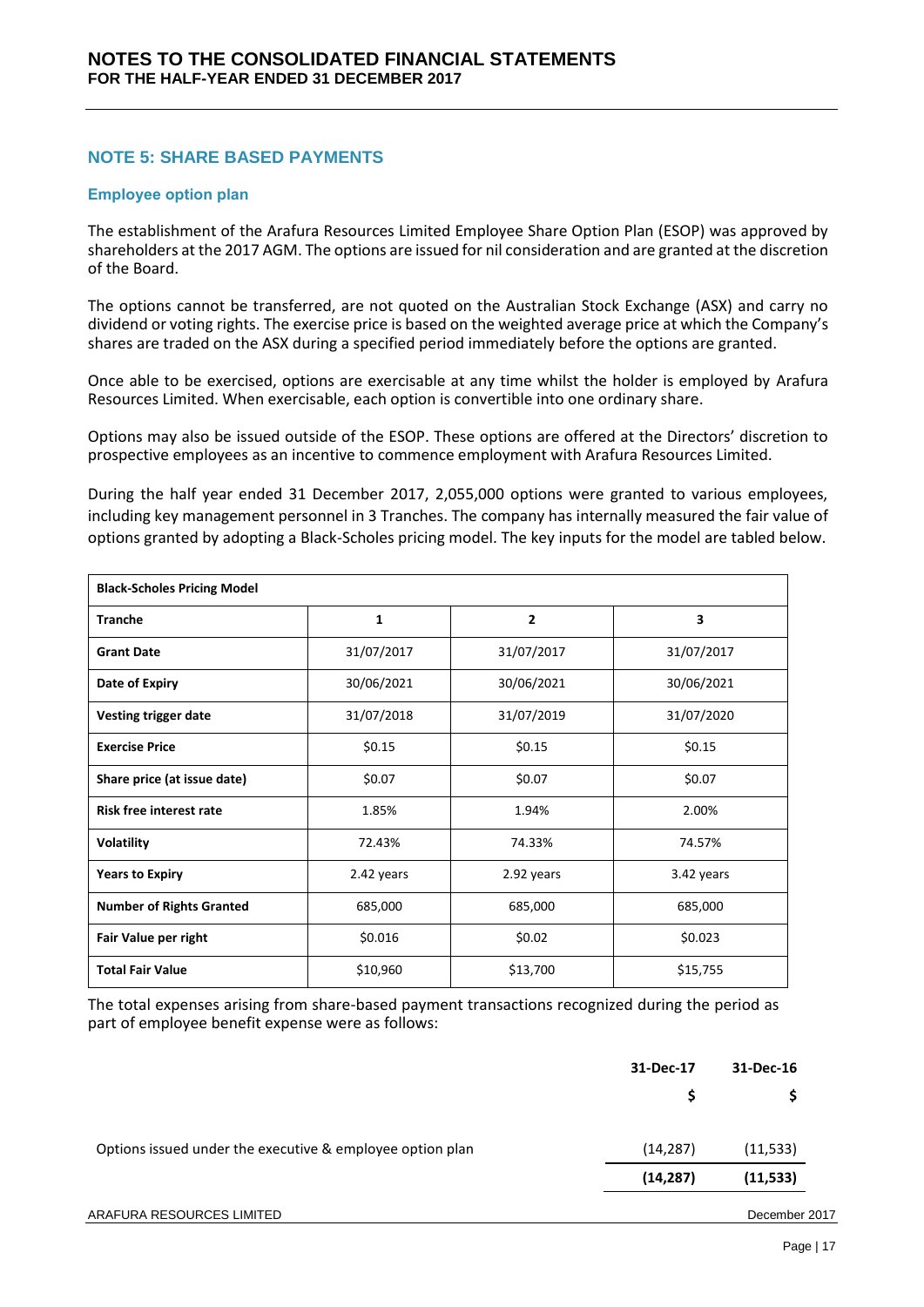## NOTE 5: SHARE BASED PAYMENTS

### Employee option plan

The establishment of the Arafura Resources Limited Employee Share Option Plan (ESOP) was approved by shareholders at the 2017 AGM. The options are issued for nil consideration and are granted at the discretion of the Board.

The options cannot be transferred, are not quoted on the Australian Stock Exchange (ASX) and carry no dividend or voting rights. The exercise price is based on the weighted average price at which the Company's shares are traded on the ASX during a specified period immediately before the options are granted.

Once able to be exercised, options are exercisable at any time whilst the holder is employed by Arafura Resources Limited. When exercisable, each option is convertible into one ordinary share.

Options may also be issued outside of the ESOP. These options are offered at the Directors' discretion to prospective employees as an incentive to commence employment with Arafura Resources Limited.

During the half year ended 31 December 2017, 2,055,000 options were granted to various employees, including key management personnel in 3 Tranches. The company has internally measured the fair value of options granted by adopting a Black-Scholes pricing model. The key inputs for the model are tabled below.

| **Black-Scholes Pricing Model** | | | |
|---|---|---|---|
| **Tranche** | **1** | **2** | **3** |
| **Grant Date** | 31/07/2017 | 31/07/2017 | 31/07/2017 |
| **Date of Expiry** | 30/06/2021 | 30/06/2021 | 30/06/2021 |
| **Vesting trigger date** | 31/07/2018 | 31/07/2019 | 31/07/2020 |
| **Exercise Price** | $0.15 | $0.15 | $0.15 |
| **Share price (at issue date)** | $0.07 | $0.07 | $0.07 |
| **Risk free interest rate** | 1.85% | 1.94% | 2.00% |
| **Volatility** | 72.43% | 74.33% | 74.57% |
| **Years to Expiry** | 2.42 years | 2.92 years | 3.42 years |
| **Number of Rights Granted** | 685,000 | 685,000 | 685,000 |
| **Fair Value per right** | $0.016 | $0.02 | $0.023 |
| **Total Fair Value** | $10,960 | $13,700 | $15,755 |

The total expenses arising from share-based payment transactions recognized during the period as part of employee benefit expense were as follows:

| | **31-Dec-17** | **31-Dec-16** |
|---|---|---|
| | **$** | **$** |
| Options issued under the executive & employee option plan | (14,287) | (11,533) |
| | **(14,287)** | **(11,533)** |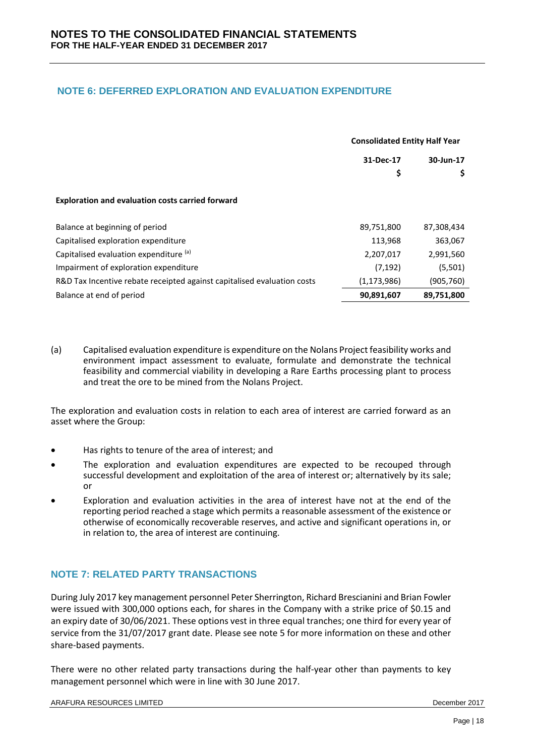## NOTE 6: DEFERRED EXPLORATION AND EVALUATION EXPENDITURE

| | Consolidated Entity Half Year | |
|---|---|---|
| | 31-Dec-17 | 30-Jun-17 |
| | $ | $ |
| **Exploration and evaluation costs carried forward** | | |
| Balance at beginning of period | 89,751,800 | 87,308,434 |
| Capitalised exploration expenditure | 113,968 | 363,067 |
| Capitalised evaluation expenditure [(a)] | 2,207,017 | 2,991,560 |
| Impairment of exploration expenditure | (7,192) | (5,501) |
| R&D Tax Incentive rebate receipted against capitalised evaluation costs | (1,173,986) | (905,760) |
| Balance at end of period | **90,891,607** | **89,751,800** |

(a) Capitalised evaluation expenditure is expenditure on the Nolans Project feasibility works and environment impact assessment to evaluate, formulate and demonstrate the technical feasibility and commercial viability in developing a Rare Earths processing plant to process and treat the ore to be mined from the Nolans Project.

The exploration and evaluation costs in relation to each area of interest are carried forward as an asset where the Group:

- Has rights to tenure of the area of interest; and
- The exploration and evaluation expenditures are expected to be recouped through successful development and exploitation of the area of interest or; alternatively by its sale; or
- Exploration and evaluation activities in the area of interest have not at the end of the reporting period reached a stage which permits a reasonable assessment of the existence or otherwise of economically recoverable reserves, and active and significant operations in, or in relation to, the area of interest are continuing.

## NOTE 7: RELATED PARTY TRANSACTIONS

During July 2017 key management personnel Peter Sherrington, Richard Brescianini and Brian Fowler were issued with 300,000 options each, for shares in the Company with a strike price of $0.15 and an expiry date of 30/06/2021. These options vest in three equal tranches; one third for every year of service from the 31/07/2017 grant date. Please see note 5 for more information on these and other share-based payments.

There were no other related party transactions during the half-year other than payments to key management personnel which were in line with 30 June 2017.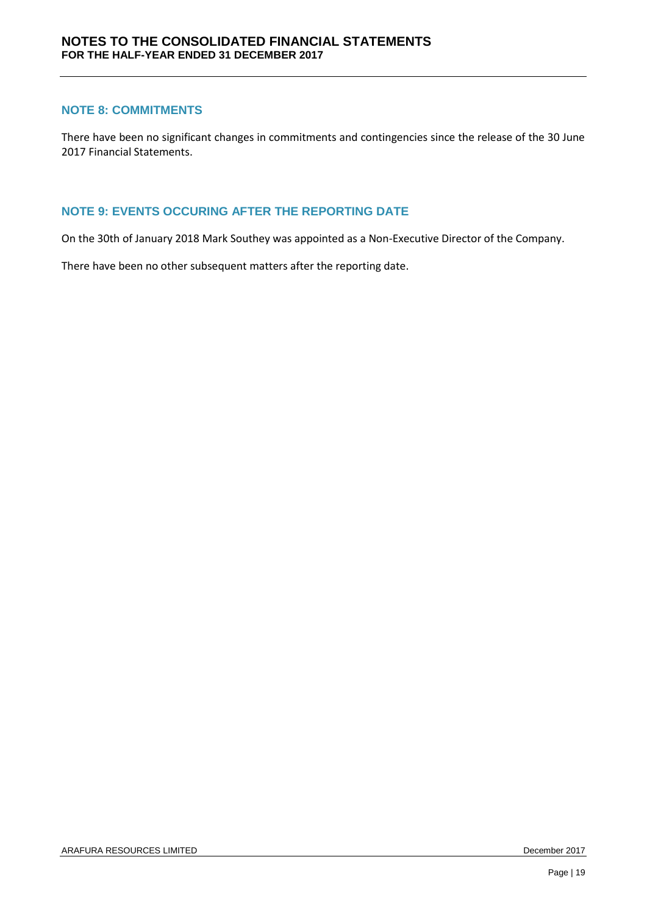## NOTE 8: COMMITMENTS

There have been no significant changes in commitments and contingencies since the release of the 30 June 2017 Financial Statements.

## NOTE 9: EVENTS OCCURING AFTER THE REPORTING DATE

On the 30th of January 2018 Mark Southey was appointed as a Non-Executive Director of the Company.

There have been no other subsequent matters after the reporting date.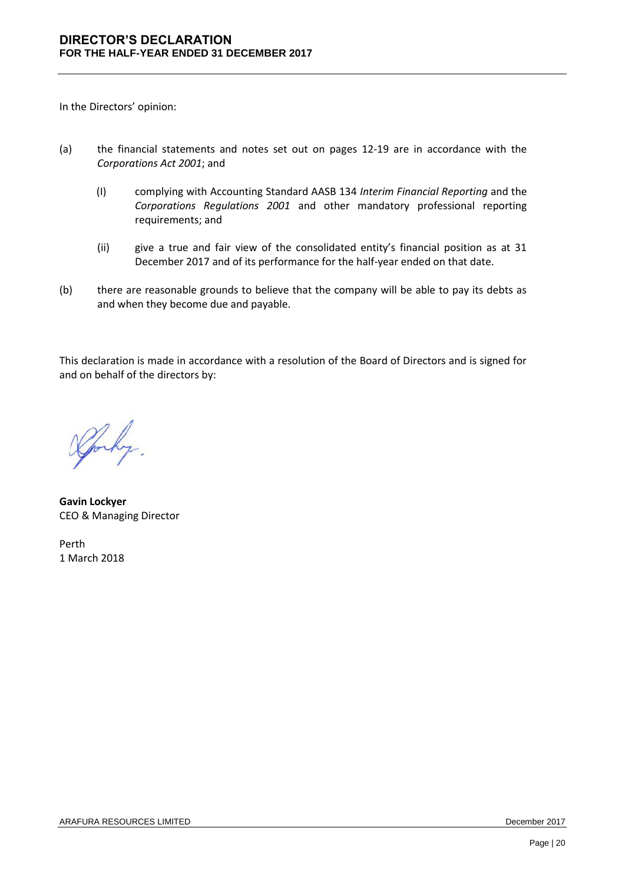# DIRECTOR'S DECLARATION
## FOR THE HALF-YEAR ENDED 31 DECEMBER 2017

In the Directors' opinion:

(a) the financial statements and notes set out on pages 12-19 are in accordance with the *Corporations Act 2001*; and

(I) complying with Accounting Standard AASB 134 *Interim Financial Reporting* and the *Corporations Regulations 2001* and other mandatory professional reporting requirements; and

(ii) give a true and fair view of the consolidated entity's financial position as at 31 December 2017 and of its performance for the half-year ended on that date.

(b) there are reasonable grounds to believe that the company will be able to pay its debts as and when they become due and payable.

This declaration is made in accordance with a resolution of the Board of Directors and is signed for and on behalf of the directors by:

**Gavin Lockyer**
CEO & Managing Director

Perth
1 March 2018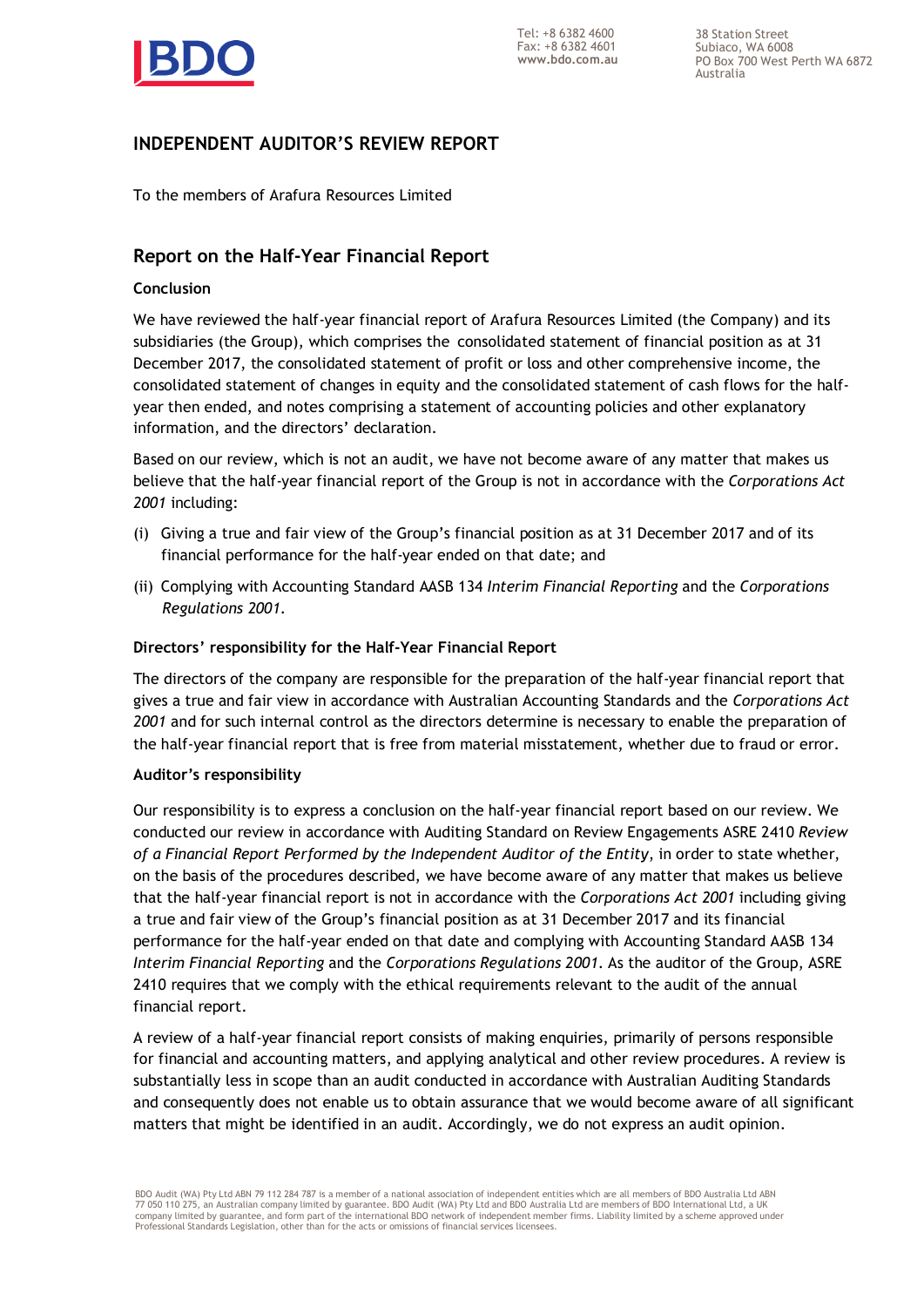# INDEPENDENT AUDITOR'S REVIEW REPORT

To the members of Arafura Resources Limited

## Report on the Half-Year Financial Report

### Conclusion

We have reviewed the half-year financial report of Arafura Resources Limited (the Company) and its subsidiaries (the Group), which comprises the consolidated statement of financial position as at 31 December 2017, the consolidated statement of profit or loss and other comprehensive income, the consolidated statement of changes in equity and the consolidated statement of cash flows for the half-year then ended, and notes comprising a statement of accounting policies and other explanatory information, and the directors' declaration.

Based on our review, which is not an audit, we have not become aware of any matter that makes us believe that the half-year financial report of the Group is not in accordance with the *Corporations Act 2001* including:

(i) Giving a true and fair view of the Group's financial position as at 31 December 2017 and of its financial performance for the half-year ended on that date; and

(ii) Complying with Accounting Standard AASB 134 *Interim Financial Reporting* and the *Corporations Regulations 2001*.

### Directors' responsibility for the Half-Year Financial Report

The directors of the company are responsible for the preparation of the half-year financial report that gives a true and fair view in accordance with Australian Accounting Standards and the *Corporations Act 2001* and for such internal control as the directors determine is necessary to enable the preparation of the half-year financial report that is free from material misstatement, whether due to fraud or error.

### Auditor's responsibility

Our responsibility is to express a conclusion on the half-year financial report based on our review. We conducted our review in accordance with Auditing Standard on Review Engagements ASRE 2410 *Review of a Financial Report Performed by the Independent Auditor of the Entity*, in order to state whether, on the basis of the procedures described, we have become aware of any matter that makes us believe that the half-year financial report is not in accordance with the *Corporations Act 2001* including giving a true and fair view of the Group's financial position as at 31 December 2017 and its financial performance for the half-year ended on that date and complying with Accounting Standard AASB 134 *Interim Financial Reporting* and the *Corporations Regulations 2001*. As the auditor of the Group, ASRE 2410 requires that we comply with the ethical requirements relevant to the audit of the annual financial report.

A review of a half-year financial report consists of making enquiries, primarily of persons responsible for financial and accounting matters, and applying analytical and other review procedures. A review is substantially less in scope than an audit conducted in accordance with Australian Auditing Standards and consequently does not enable us to obtain assurance that we would become aware of all significant matters that might be identified in an audit. Accordingly, we do not express an audit opinion.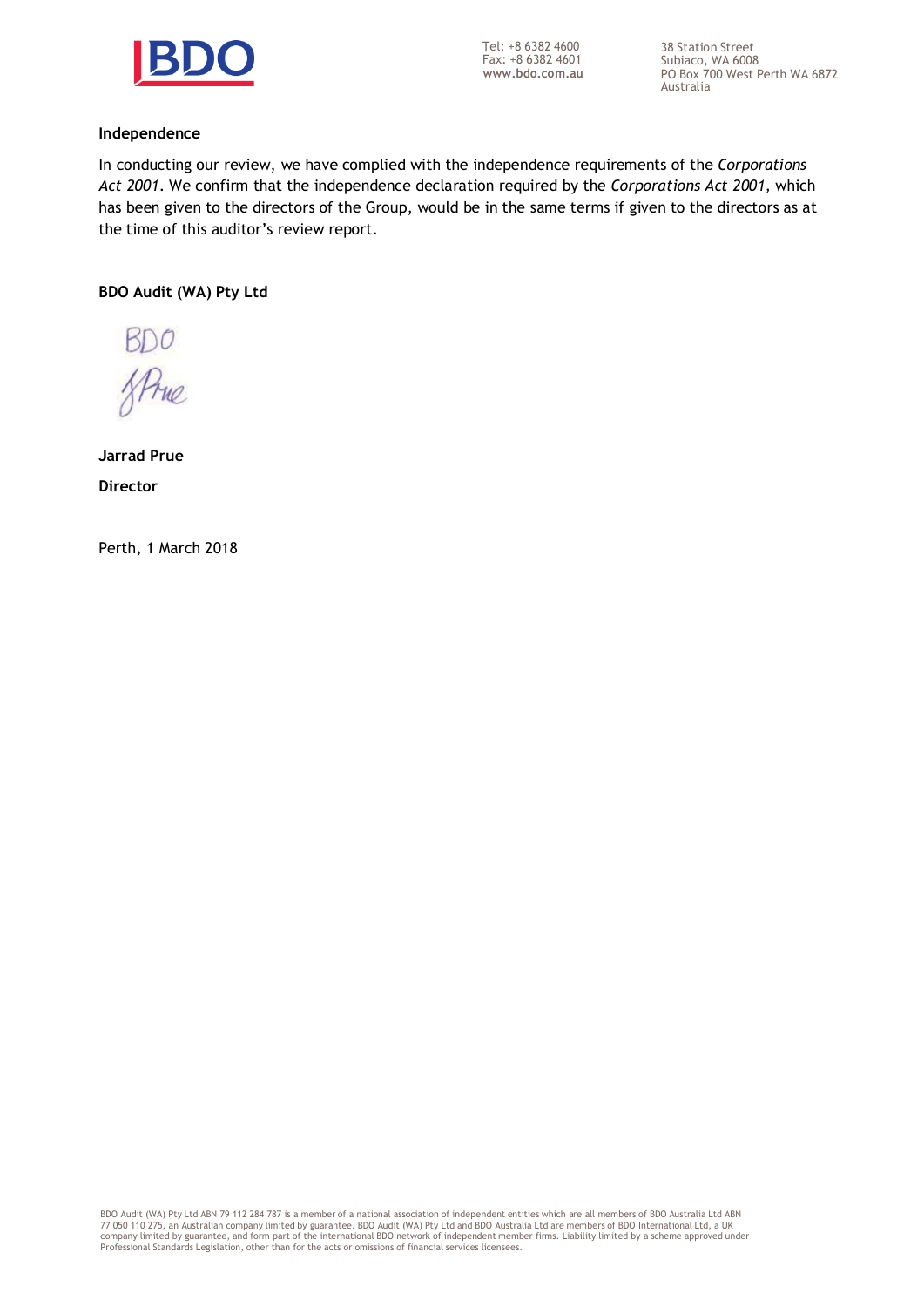**Independence**

In conducting our review, we have complied with the independence requirements of the *Corporations Act 2001*. We confirm that the independence declaration required by the *Corporations Act 2001,* which has been given to the directors of the Group, would be in the same terms if given to the directors as at the time of this auditor's review report.

**BDO Audit (WA) Pty Ltd**

BDO

J Prue

**Jarrad Prue**

**Director**

Perth, 1 March 2018